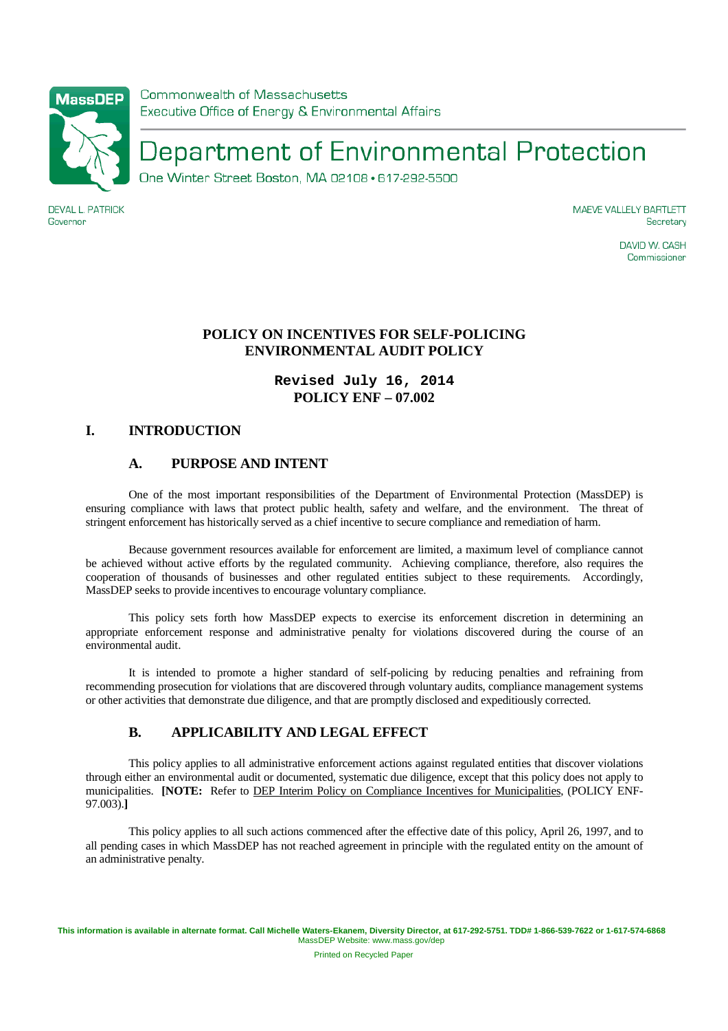Commonwealth of Massachusetts
Executive Office of Energy & Environmental Affairs

# Department of Environmental Protection

One Winter Street Boston, MA 02108 • 617-292-5500

DEVAL L. PATRICK
Governor

MAEVE VALLELY BARTLETT
Secretary

DAVID W. CASH
Commissioner

**POLICY ON INCENTIVES FOR SELF-POLICING**
**ENVIRONMENTAL AUDIT POLICY**

**Revised July 16, 2014**
**POLICY ENF – 07.002**

## I. INTRODUCTION

### A. PURPOSE AND INTENT

One of the most important responsibilities of the Department of Environmental Protection (MassDEP) is ensuring compliance with laws that protect public health, safety and welfare, and the environment. The threat of stringent enforcement has historically served as a chief incentive to secure compliance and remediation of harm.

Because government resources available for enforcement are limited, a maximum level of compliance cannot be achieved without active efforts by the regulated community. Achieving compliance, therefore, also requires the cooperation of thousands of businesses and other regulated entities subject to these requirements. Accordingly, MassDEP seeks to provide incentives to encourage voluntary compliance.

This policy sets forth how MassDEP expects to exercise its enforcement discretion in determining an appropriate enforcement response and administrative penalty for violations discovered during the course of an environmental audit.

It is intended to promote a higher standard of self-policing by reducing penalties and refraining from recommending prosecution for violations that are discovered through voluntary audits, compliance management systems or other activities that demonstrate due diligence, and that are promptly disclosed and expeditiously corrected.

### B. APPLICABILITY AND LEGAL EFFECT

This policy applies to all administrative enforcement actions against regulated entities that discover violations through either an environmental audit or documented, systematic due diligence, except that this policy does not apply to municipalities. **[NOTE:** Refer to DEP Interim Policy on Compliance Incentives for Municipalities, (POLICY ENF-97.003).**]**

This policy applies to all such actions commenced after the effective date of this policy, April 26, 1997, and to all pending cases in which MassDEP has not reached agreement in principle with the regulated entity on the amount of an administrative penalty.

**This information is available in alternate format. Call Michelle Waters-Ekanem, Diversity Director, at 617-292-5751. TDD# 1-866-539-7622 or 1-617-574-6868**
MassDEP Website: www.mass.gov/dep

Printed on Recycled Paper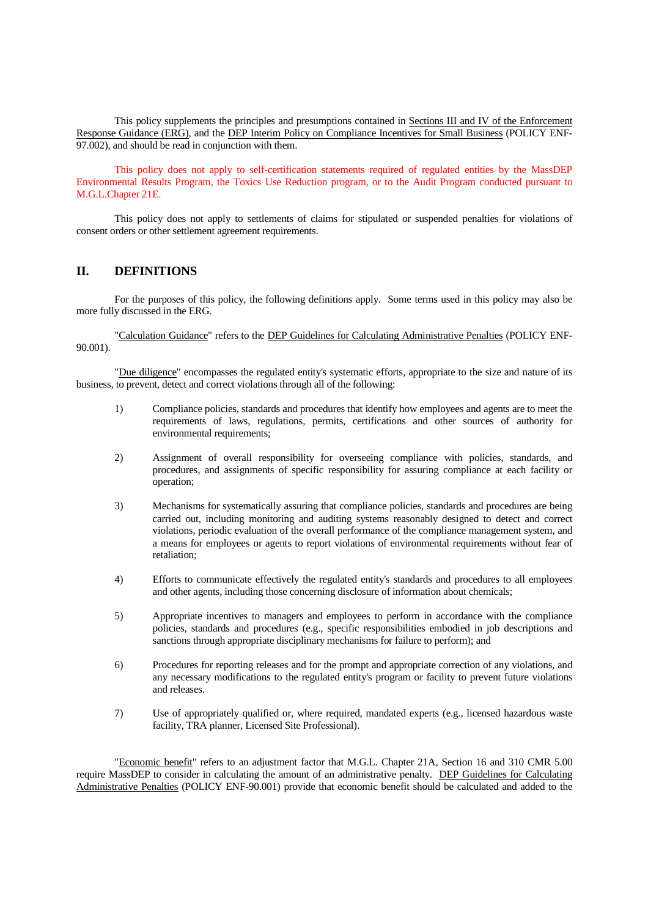This policy supplements the principles and presumptions contained in Sections III and IV of the Enforcement Response Guidance (ERG), and the DEP Interim Policy on Compliance Incentives for Small Business (POLICY ENF-97.002), and should be read in conjunction with them.

This policy does not apply to self-certification statements required of regulated entities by the MassDEP Environmental Results Program, the Toxics Use Reduction program, or to the Audit Program conducted pursuant to M.G.L.Chapter 21E.

This policy does not apply to settlements of claims for stipulated or suspended penalties for violations of consent orders or other settlement agreement requirements.

## II. DEFINITIONS

For the purposes of this policy, the following definitions apply. Some terms used in this policy may also be more fully discussed in the ERG.

"Calculation Guidance" refers to the DEP Guidelines for Calculating Administrative Penalties (POLICY ENF-90.001).

"Due diligence" encompasses the regulated entity's systematic efforts, appropriate to the size and nature of its business, to prevent, detect and correct violations through all of the following:

1) Compliance policies, standards and procedures that identify how employees and agents are to meet the requirements of laws, regulations, permits, certifications and other sources of authority for environmental requirements;

2) Assignment of overall responsibility for overseeing compliance with policies, standards, and procedures, and assignments of specific responsibility for assuring compliance at each facility or operation;

3) Mechanisms for systematically assuring that compliance policies, standards and procedures are being carried out, including monitoring and auditing systems reasonably designed to detect and correct violations, periodic evaluation of the overall performance of the compliance management system, and a means for employees or agents to report violations of environmental requirements without fear of retaliation;

4) Efforts to communicate effectively the regulated entity's standards and procedures to all employees and other agents, including those concerning disclosure of information about chemicals;

5) Appropriate incentives to managers and employees to perform in accordance with the compliance policies, standards and procedures (e.g., specific responsibilities embodied in job descriptions and sanctions through appropriate disciplinary mechanisms for failure to perform); and

6) Procedures for reporting releases and for the prompt and appropriate correction of any violations, and any necessary modifications to the regulated entity's program or facility to prevent future violations and releases.

7) Use of appropriately qualified or, where required, mandated experts (e.g., licensed hazardous waste facility, TRA planner, Licensed Site Professional).

"Economic benefit" refers to an adjustment factor that M.G.L. Chapter 21A, Section 16 and 310 CMR 5.00 require MassDEP to consider in calculating the amount of an administrative penalty. DEP Guidelines for Calculating Administrative Penalties (POLICY ENF-90.001) provide that economic benefit should be calculated and added to the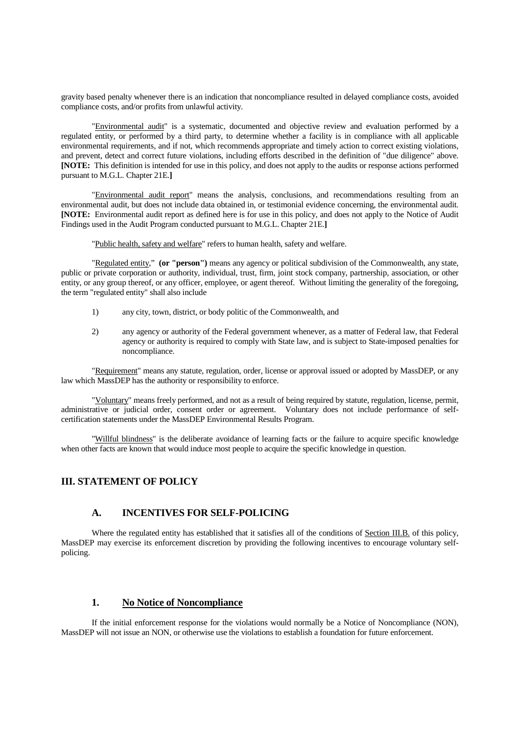gravity based penalty whenever there is an indication that noncompliance resulted in delayed compliance costs, avoided compliance costs, and/or profits from unlawful activity.

"Environmental audit" is a systematic, documented and objective review and evaluation performed by a regulated entity, or performed by a third party, to determine whether a facility is in compliance with all applicable environmental requirements, and if not, which recommends appropriate and timely action to correct existing violations, and prevent, detect and correct future violations, including efforts described in the definition of "due diligence" above. **[NOTE:** This definition is intended for use in this policy, and does not apply to the audits or response actions performed pursuant to M.G.L. Chapter 21E.**]**

"Environmental audit report" means the analysis, conclusions, and recommendations resulting from an environmental audit, but does not include data obtained in, or testimonial evidence concerning, the environmental audit. **[NOTE:** Environmental audit report as defined here is for use in this policy, and does not apply to the Notice of Audit Findings used in the Audit Program conducted pursuant to M.G.L. Chapter 21E.**]**

"Public health, safety and welfare" refers to human health, safety and welfare.

"Regulated entity," **(or "person")** means any agency or political subdivision of the Commonwealth, any state, public or private corporation or authority, individual, trust, firm, joint stock company, partnership, association, or other entity, or any group thereof, or any officer, employee, or agent thereof. Without limiting the generality of the foregoing, the term "regulated entity" shall also include

1) any city, town, district, or body politic of the Commonwealth, and

2) any agency or authority of the Federal government whenever, as a matter of Federal law, that Federal agency or authority is required to comply with State law, and is subject to State-imposed penalties for noncompliance.

"Requirement" means any statute, regulation, order, license or approval issued or adopted by MassDEP, or any law which MassDEP has the authority or responsibility to enforce.

"Voluntary" means freely performed, and not as a result of being required by statute, regulation, license, permit, administrative or judicial order, consent order or agreement. Voluntary does not include performance of self-certification statements under the MassDEP Environmental Results Program.

"Willful blindness" is the deliberate avoidance of learning facts or the failure to acquire specific knowledge when other facts are known that would induce most people to acquire the specific knowledge in question.

## III. STATEMENT OF POLICY

### A. INCENTIVES FOR SELF-POLICING

Where the regulated entity has established that it satisfies all of the conditions of Section III.B. of this policy, MassDEP may exercise its enforcement discretion by providing the following incentives to encourage voluntary self-policing.

#### 1. No Notice of Noncompliance

If the initial enforcement response for the violations would normally be a Notice of Noncompliance (NON), MassDEP will not issue an NON, or otherwise use the violations to establish a foundation for future enforcement.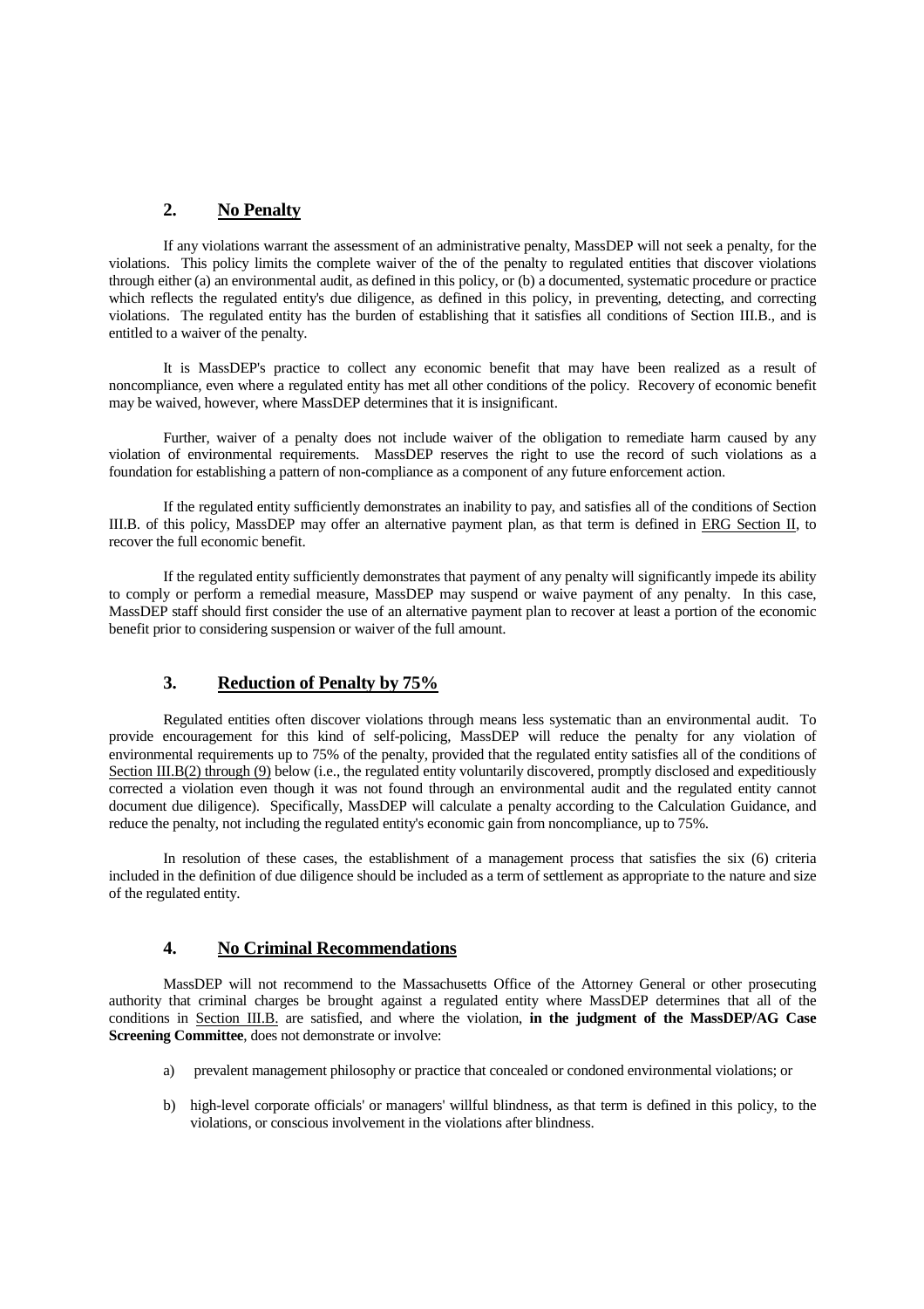### 2. No Penalty

If any violations warrant the assessment of an administrative penalty, MassDEP will not seek a penalty, for the violations. This policy limits the complete waiver of the of the penalty to regulated entities that discover violations through either (a) an environmental audit, as defined in this policy, or (b) a documented, systematic procedure or practice which reflects the regulated entity's due diligence, as defined in this policy, in preventing, detecting, and correcting violations. The regulated entity has the burden of establishing that it satisfies all conditions of Section III.B., and is entitled to a waiver of the penalty.

It is MassDEP's practice to collect any economic benefit that may have been realized as a result of noncompliance, even where a regulated entity has met all other conditions of the policy. Recovery of economic benefit may be waived, however, where MassDEP determines that it is insignificant.

Further, waiver of a penalty does not include waiver of the obligation to remediate harm caused by any violation of environmental requirements. MassDEP reserves the right to use the record of such violations as a foundation for establishing a pattern of non-compliance as a component of any future enforcement action.

If the regulated entity sufficiently demonstrates an inability to pay, and satisfies all of the conditions of Section III.B. of this policy, MassDEP may offer an alternative payment plan, as that term is defined in ERG Section II, to recover the full economic benefit.

If the regulated entity sufficiently demonstrates that payment of any penalty will significantly impede its ability to comply or perform a remedial measure, MassDEP may suspend or waive payment of any penalty. In this case, MassDEP staff should first consider the use of an alternative payment plan to recover at least a portion of the economic benefit prior to considering suspension or waiver of the full amount.

### 3. Reduction of Penalty by 75%

Regulated entities often discover violations through means less systematic than an environmental audit. To provide encouragement for this kind of self-policing, MassDEP will reduce the penalty for any violation of environmental requirements up to 75% of the penalty, provided that the regulated entity satisfies all of the conditions of Section III.B(2) through (9) below (i.e., the regulated entity voluntarily discovered, promptly disclosed and expeditiously corrected a violation even though it was not found through an environmental audit and the regulated entity cannot document due diligence). Specifically, MassDEP will calculate a penalty according to the Calculation Guidance, and reduce the penalty, not including the regulated entity's economic gain from noncompliance, up to 75%.

In resolution of these cases, the establishment of a management process that satisfies the six (6) criteria included in the definition of due diligence should be included as a term of settlement as appropriate to the nature and size of the regulated entity.

### 4. No Criminal Recommendations

MassDEP will not recommend to the Massachusetts Office of the Attorney General or other prosecuting authority that criminal charges be brought against a regulated entity where MassDEP determines that all of the conditions in Section III.B. are satisfied, and where the violation, **in the judgment of the MassDEP/AG Case Screening Committee**, does not demonstrate or involve:

a) prevalent management philosophy or practice that concealed or condoned environmental violations; or

b) high-level corporate officials' or managers' willful blindness, as that term is defined in this policy, to the violations, or conscious involvement in the violations after blindness.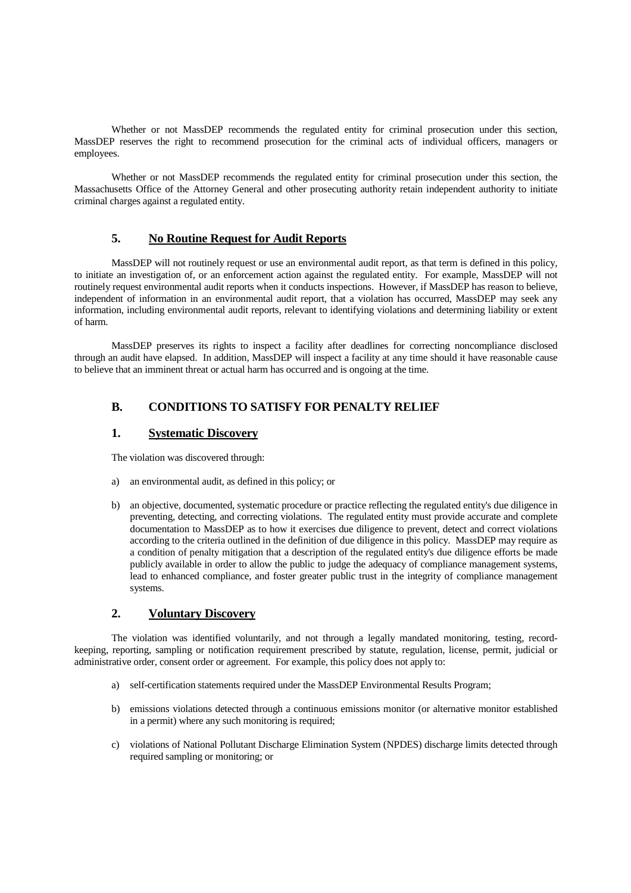Whether or not MassDEP recommends the regulated entity for criminal prosecution under this section, MassDEP reserves the right to recommend prosecution for the criminal acts of individual officers, managers or employees.

Whether or not MassDEP recommends the regulated entity for criminal prosecution under this section, the Massachusetts Office of the Attorney General and other prosecuting authority retain independent authority to initiate criminal charges against a regulated entity.

### 5. No Routine Request for Audit Reports

MassDEP will not routinely request or use an environmental audit report, as that term is defined in this policy, to initiate an investigation of, or an enforcement action against the regulated entity. For example, MassDEP will not routinely request environmental audit reports when it conducts inspections. However, if MassDEP has reason to believe, independent of information in an environmental audit report, that a violation has occurred, MassDEP may seek any information, including environmental audit reports, relevant to identifying violations and determining liability or extent of harm.

MassDEP preserves its rights to inspect a facility after deadlines for correcting noncompliance disclosed through an audit have elapsed. In addition, MassDEP will inspect a facility at any time should it have reasonable cause to believe that an imminent threat or actual harm has occurred and is ongoing at the time.

## B. CONDITIONS TO SATISFY FOR PENALTY RELIEF

### 1. Systematic Discovery

The violation was discovered through:

a) an environmental audit, as defined in this policy; or

b) an objective, documented, systematic procedure or practice reflecting the regulated entity's due diligence in preventing, detecting, and correcting violations. The regulated entity must provide accurate and complete documentation to MassDEP as to how it exercises due diligence to prevent, detect and correct violations according to the criteria outlined in the definition of due diligence in this policy. MassDEP may require as a condition of penalty mitigation that a description of the regulated entity's due diligence efforts be made publicly available in order to allow the public to judge the adequacy of compliance management systems, lead to enhanced compliance, and foster greater public trust in the integrity of compliance management systems.

### 2. Voluntary Discovery

The violation was identified voluntarily, and not through a legally mandated monitoring, testing, record-keeping, reporting, sampling or notification requirement prescribed by statute, regulation, license, permit, judicial or administrative order, consent order or agreement. For example, this policy does not apply to:

a) self-certification statements required under the MassDEP Environmental Results Program;

b) emissions violations detected through a continuous emissions monitor (or alternative monitor established in a permit) where any such monitoring is required;

c) violations of National Pollutant Discharge Elimination System (NPDES) discharge limits detected through required sampling or monitoring; or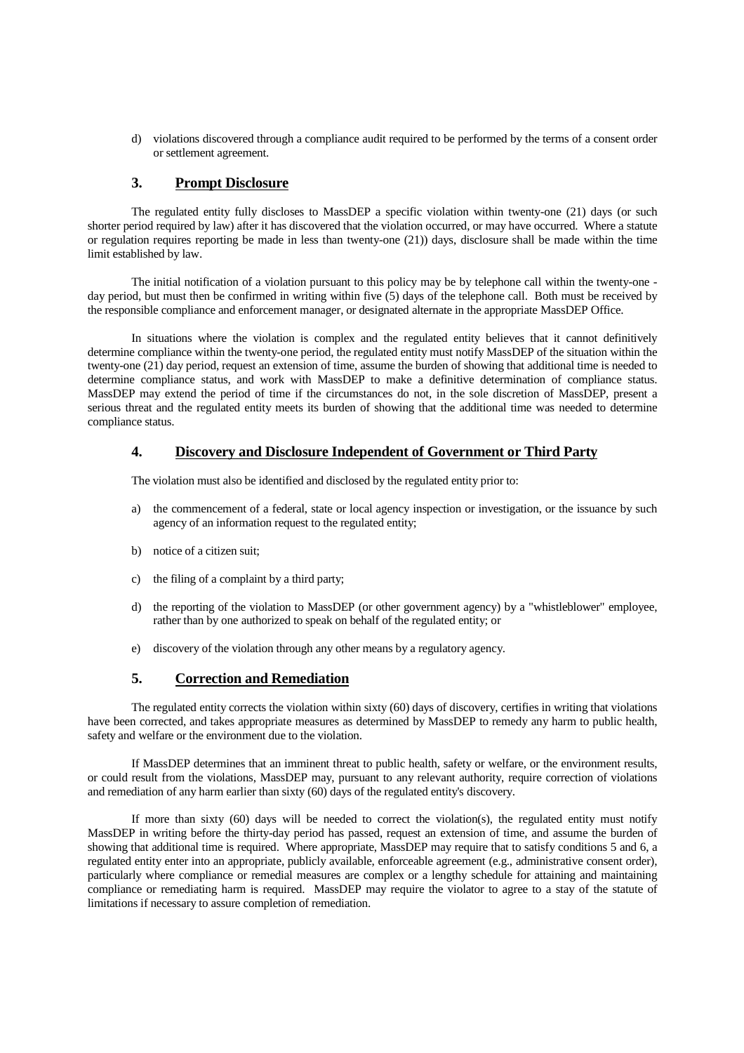d) violations discovered through a compliance audit required to be performed by the terms of a consent order or settlement agreement.

### 3. Prompt Disclosure

The regulated entity fully discloses to MassDEP a specific violation within twenty-one (21) days (or such shorter period required by law) after it has discovered that the violation occurred, or may have occurred. Where a statute or regulation requires reporting be made in less than twenty-one (21)) days, disclosure shall be made within the time limit established by law.

The initial notification of a violation pursuant to this policy may be by telephone call within the twenty-one - day period, but must then be confirmed in writing within five (5) days of the telephone call. Both must be received by the responsible compliance and enforcement manager, or designated alternate in the appropriate MassDEP Office.

In situations where the violation is complex and the regulated entity believes that it cannot definitively determine compliance within the twenty-one period, the regulated entity must notify MassDEP of the situation within the twenty-one (21) day period, request an extension of time, assume the burden of showing that additional time is needed to determine compliance status, and work with MassDEP to make a definitive determination of compliance status. MassDEP may extend the period of time if the circumstances do not, in the sole discretion of MassDEP, present a serious threat and the regulated entity meets its burden of showing that the additional time was needed to determine compliance status.

### 4. Discovery and Disclosure Independent of Government or Third Party

The violation must also be identified and disclosed by the regulated entity prior to:

a) the commencement of a federal, state or local agency inspection or investigation, or the issuance by such agency of an information request to the regulated entity;

b) notice of a citizen suit;

c) the filing of a complaint by a third party;

d) the reporting of the violation to MassDEP (or other government agency) by a "whistleblower" employee, rather than by one authorized to speak on behalf of the regulated entity; or

e) discovery of the violation through any other means by a regulatory agency.

### 5. Correction and Remediation

The regulated entity corrects the violation within sixty (60) days of discovery, certifies in writing that violations have been corrected, and takes appropriate measures as determined by MassDEP to remedy any harm to public health, safety and welfare or the environment due to the violation.

If MassDEP determines that an imminent threat to public health, safety or welfare, or the environment results, or could result from the violations, MassDEP may, pursuant to any relevant authority, require correction of violations and remediation of any harm earlier than sixty (60) days of the regulated entity's discovery.

If more than sixty (60) days will be needed to correct the violation(s), the regulated entity must notify MassDEP in writing before the thirty-day period has passed, request an extension of time, and assume the burden of showing that additional time is required. Where appropriate, MassDEP may require that to satisfy conditions 5 and 6, a regulated entity enter into an appropriate, publicly available, enforceable agreement (e.g., administrative consent order), particularly where compliance or remedial measures are complex or a lengthy schedule for attaining and maintaining compliance or remediating harm is required. MassDEP may require the violator to agree to a stay of the statute of limitations if necessary to assure completion of remediation.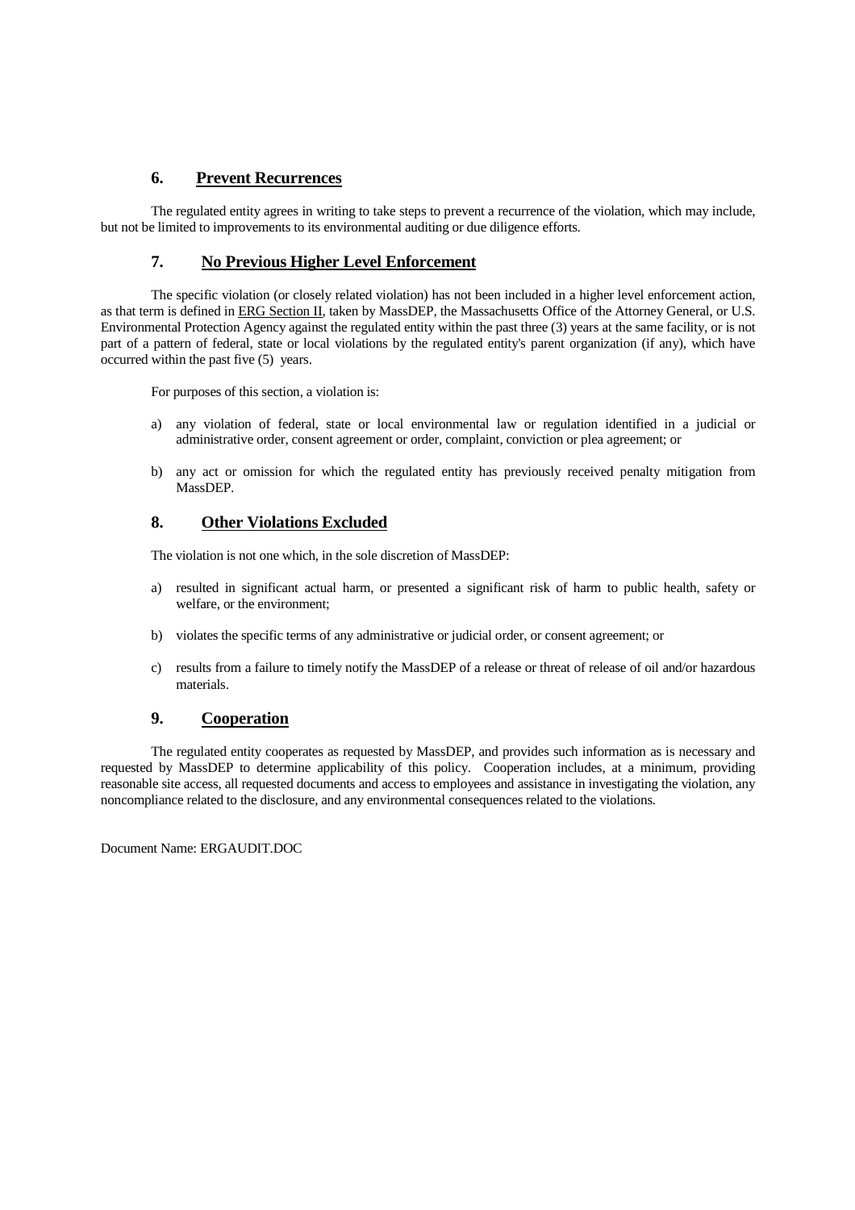### 6. Prevent Recurrences

The regulated entity agrees in writing to take steps to prevent a recurrence of the violation, which may include, but not be limited to improvements to its environmental auditing or due diligence efforts.

### 7. No Previous Higher Level Enforcement

The specific violation (or closely related violation) has not been included in a higher level enforcement action, as that term is defined in ERG Section II, taken by MassDEP, the Massachusetts Office of the Attorney General, or U.S. Environmental Protection Agency against the regulated entity within the past three (3) years at the same facility, or is not part of a pattern of federal, state or local violations by the regulated entity's parent organization (if any), which have occurred within the past five (5) years.

For purposes of this section, a violation is:

a) any violation of federal, state or local environmental law or regulation identified in a judicial or administrative order, consent agreement or order, complaint, conviction or plea agreement; or

b) any act or omission for which the regulated entity has previously received penalty mitigation from MassDEP.

### 8. Other Violations Excluded

The violation is not one which, in the sole discretion of MassDEP:

a) resulted in significant actual harm, or presented a significant risk of harm to public health, safety or welfare, or the environment;

b) violates the specific terms of any administrative or judicial order, or consent agreement; or

c) results from a failure to timely notify the MassDEP of a release or threat of release of oil and/or hazardous materials.

### 9. Cooperation

The regulated entity cooperates as requested by MassDEP, and provides such information as is necessary and requested by MassDEP to determine applicability of this policy. Cooperation includes, at a minimum, providing reasonable site access, all requested documents and access to employees and assistance in investigating the violation, any noncompliance related to the disclosure, and any environmental consequences related to the violations.

Document Name: ERGAUDIT.DOC